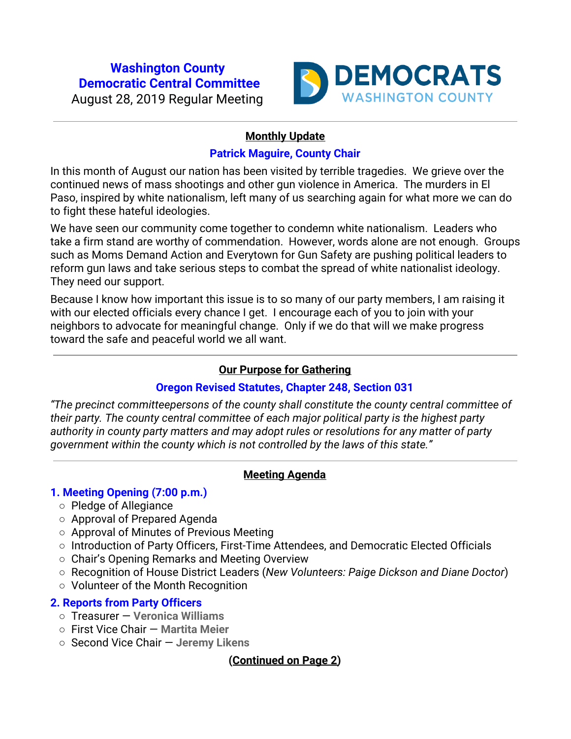# Washington County Democratic Central Committee

August 28, 2019 Regular Meeting

DEMOCRATS WASHINGTON COUNTY

---

## Monthly Update

### Patrick Maguire, County Chair

In this month of August our nation has been visited by terrible tragedies. We grieve over the continued news of mass shootings and other gun violence in America. The murders in El Paso, inspired by white nationalism, left many of us searching again for what more we can do to fight these hateful ideologies.

We have seen our community come together to condemn white nationalism. Leaders who take a firm stand are worthy of commendation. However, words alone are not enough. Groups such as Moms Demand Action and Everytown for Gun Safety are pushing political leaders to reform gun laws and take serious steps to combat the spread of white nationalist ideology. They need our support.

Because I know how important this issue is to so many of our party members, I am raising it with our elected officials every chance I get. I encourage each of you to join with your neighbors to advocate for meaningful change. Only if we do that will we make progress toward the safe and peaceful world we all want.

---

## Our Purpose for Gathering

### Oregon Revised Statutes, Chapter 248, Section 031

*"The precinct committeepersons of the county shall constitute the county central committee of their party. The county central committee of each major political party is the highest party authority in county party matters and may adopt rules or resolutions for any matter of party government within the county which is not controlled by the laws of this state."*

---

## Meeting Agenda

### 1. Meeting Opening (7:00 p.m.)

- Pledge of Allegiance
- Approval of Prepared Agenda
- Approval of Minutes of Previous Meeting
- Introduction of Party Officers, First-Time Attendees, and Democratic Elected Officials
- Chair's Opening Remarks and Meeting Overview
- Recognition of House District Leaders (*New Volunteers: Paige Dickson and Diane Doctor*)
- Volunteer of the Month Recognition

### 2. Reports from Party Officers

- Treasurer — **Veronica Williams**
- First Vice Chair — **Martita Meier**
- Second Vice Chair — **Jeremy Likens**

**(Continued on Page 2)**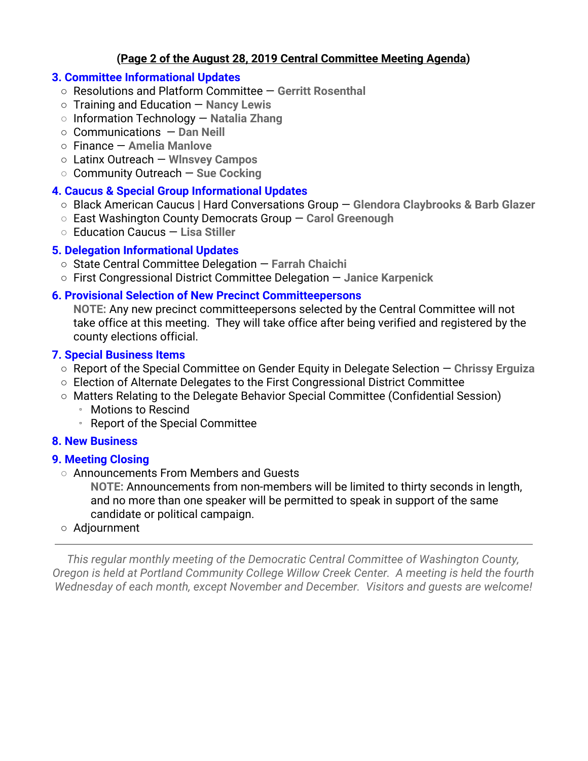**(Page 2 of the August 28, 2019 Central Committee Meeting Agenda)**

## 3. Committee Informational Updates

- Resolutions and Platform Committee — **Gerritt Rosenthal**
- Training and Education — **Nancy Lewis**
- Information Technology — **Natalia Zhang**
- Communications — **Dan Neill**
- Finance — **Amelia Manlove**
- Latinx Outreach — **Wlnsvey Campos**
- Community Outreach — **Sue Cocking**

## 4. Caucus & Special Group Informational Updates

- Black American Caucus | Hard Conversations Group — **Glendora Claybrooks & Barb Glazer**
- East Washington County Democrats Group — **Carol Greenough**
- Education Caucus — **Lisa Stiller**

## 5. Delegation Informational Updates

- State Central Committee Delegation — **Farrah Chaichi**
- First Congressional District Committee Delegation — **Janice Karpenick**

## 6. Provisional Selection of New Precinct Committeepersons

**NOTE:** Any new precinct committeepersons selected by the Central Committee will not take office at this meeting. They will take office after being verified and registered by the county elections official.

## 7. Special Business Items

- Report of the Special Committee on Gender Equity in Delegate Selection — **Chrissy Erguiza**
- Election of Alternate Delegates to the First Congressional District Committee
- Matters Relating to the Delegate Behavior Special Committee (Confidential Session)
  - Motions to Rescind
  - Report of the Special Committee

## 8. New Business

## 9. Meeting Closing

- Announcements From Members and Guests

  **NOTE:** Announcements from non-members will be limited to thirty seconds in length, and no more than one speaker will be permitted to speak in support of the same candidate or political campaign.
- Adjournment

---

*This regular monthly meeting of the Democratic Central Committee of Washington County, Oregon is held at Portland Community College Willow Creek Center. A meeting is held the fourth Wednesday of each month, except November and December. Visitors and guests are welcome!*